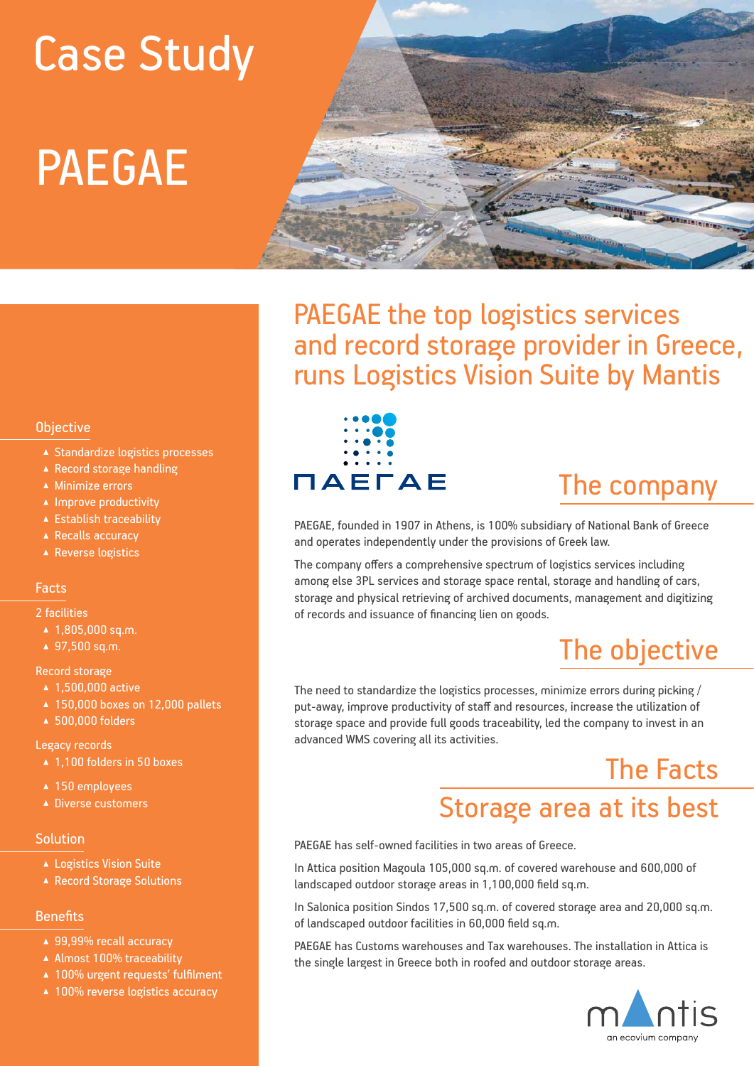# Case Study

# PAEGAE

## PAEGAE the top logistics services and record storage provider in Greece, runs Logistics Vision Suite by Mantis

### Objective

- Standardize logistics processes
- Record storage handling
- Minimize errors
- Improve productivity
- Establish traceability
- Recalls accuracy
- Reverse logistics

### Facts

2 facilities

- 1,805,000 sq.m.
- 97,500 sq.m.

Record storage

- 1,500,000 active
- 150,000 boxes on 12,000 pallets
- 500,000 folders

Legacy records

- 1,100 folders in 50 boxes

- 150 employees
- Diverse customers

### Solution

- Logistics Vision Suite
- Record Storage Solutions

### Benefits

- 99,99% recall accuracy
- Almost 100% traceability
- 100% urgent requests' fulfilment
- 100% reverse logistics accuracy

ΠΑΕΓΑΕ

## The company

PAEGAE, founded in 1907 in Athens, is 100% subsidiary of National Bank of Greece and operates independently under the provisions of Greek law.

The company offers a comprehensive spectrum of logistics services including among else 3PL services and storage space rental, storage and handling of cars, storage and physical retrieving of archived documents, management and digitizing of records and issuance of financing lien on goods.

## The objective

The need to standardize the logistics processes, minimize errors during picking / put-away, improve productivity of staff and resources, increase the utilization of storage space and provide full goods traceability, led the company to invest in an advanced WMS covering all its activities.

## The Facts

## Storage area at its best

PAEGAE has self-owned facilities in two areas of Greece.

In Attica position Magoula 105,000 sq.m. of covered warehouse and 600,000 of landscaped outdoor storage areas in 1,100,000 field sq.m.

In Salonica position Sindos 17,500 sq.m. of covered storage area and 20,000 sq.m. of landscaped outdoor facilities in 60,000 field sq.m.

PAEGAE has Customs warehouses and Tax warehouses. The installation in Attica is the single largest in Greece both in roofed and outdoor storage areas.

mantis
an ecovium company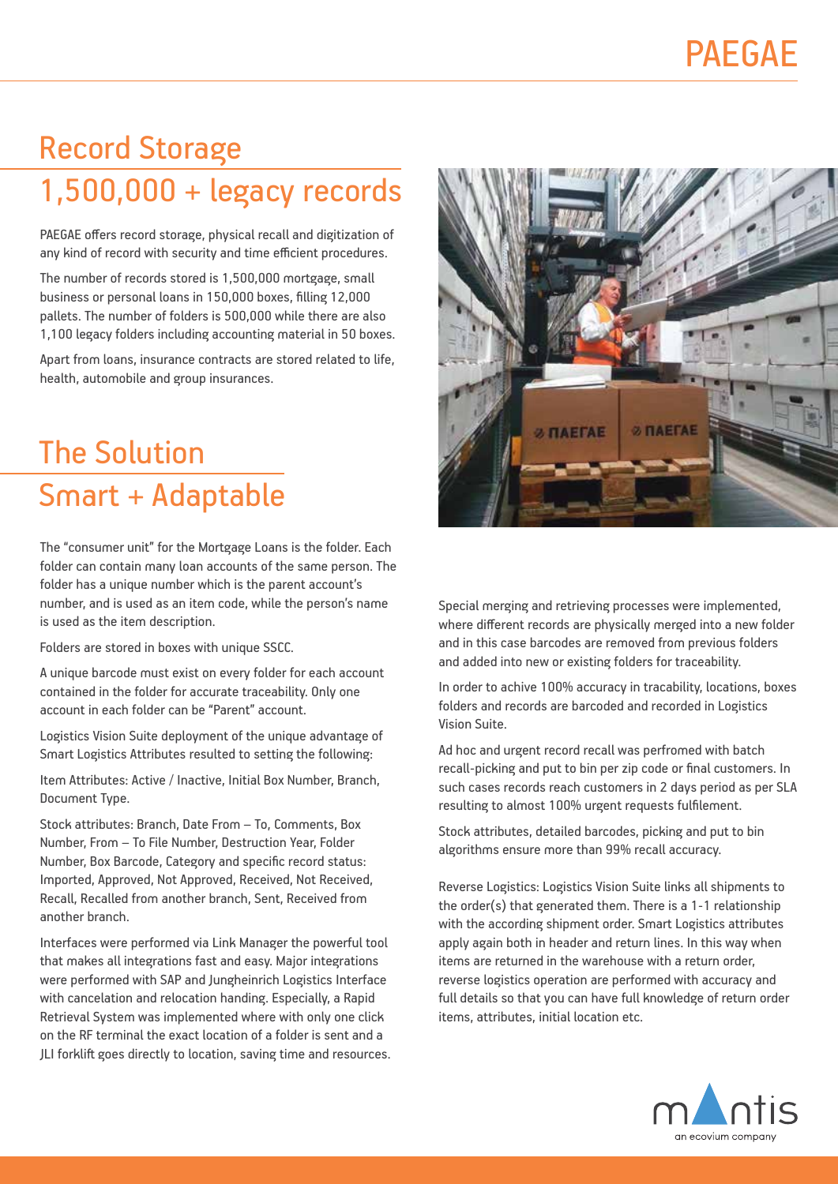# Record Storage

## 1,500,000 + legacy records

PAEGAE offers record storage, physical recall and digitization of any kind of record with security and time efficient procedures.

The number of records stored is 1,500,000 mortgage, small business or personal loans in 150,000 boxes, filling 12,000 pallets. The number of folders is 500,000 while there are also 1,100 legacy folders including accounting material in 50 boxes.

Apart from loans, insurance contracts are stored related to life, health, automobile and group insurances.

# The Solution

## Smart + Adaptable

The "consumer unit" for the Mortgage Loans is the folder. Each folder can contain many loan accounts of the same person. The folder has a unique number which is the parent account's number, and is used as an item code, while the person's name is used as the item description.

Folders are stored in boxes with unique SSCC.

A unique barcode must exist on every folder for each account contained in the folder for accurate traceability. Only one account in each folder can be "Parent" account.

Logistics Vision Suite deployment of the unique advantage of Smart Logistics Attributes resulted to setting the following:

Item Attributes: Active / Inactive, Initial Box Number, Branch, Document Type.

Stock attributes: Branch, Date From – To, Comments, Box Number, From – To File Number, Destruction Year, Folder Number, Box Barcode, Category and specific record status: Imported, Approved, Not Approved, Received, Not Received, Recall, Recalled from another branch, Sent, Received from another branch.

Interfaces were performed via Link Manager the powerful tool that makes all integrations fast and easy. Major integrations were performed with SAP and Jungheinrich Logistics Interface with cancelation and relocation handing. Especially, a Rapid Retrieval System was implemented where with only one click on the RF terminal the exact location of a folder is sent and a JLI forklift goes directly to location, saving time and resources.

Special merging and retrieving processes were implemented, where different records are physically merged into a new folder and in this case barcodes are removed from previous folders and added into new or existing folders for traceability.

In order to achive 100% accuracy in tracability, locations, boxes folders and records are barcoded and recorded in Logistics Vision Suite.

Ad hoc and urgent record recall was perfromed with batch recall-picking and put to bin per zip code or final customers. In such cases records reach customers in 2 days period as per SLA resulting to almost 100% urgent requests fulfilement.

Stock attributes, detailed barcodes, picking and put to bin algorithms ensure more than 99% recall accuracy.

Reverse Logistics: Logistics Vision Suite links all shipments to the order(s) that generated them. There is a 1-1 relationship with the according shipment order. Smart Logistics attributes apply again both in header and return lines. In this way when items are returned in the warehouse with a return order, reverse logistics operation are performed with accuracy and full details so that you can have full knowledge of return order items, attributes, initial location etc.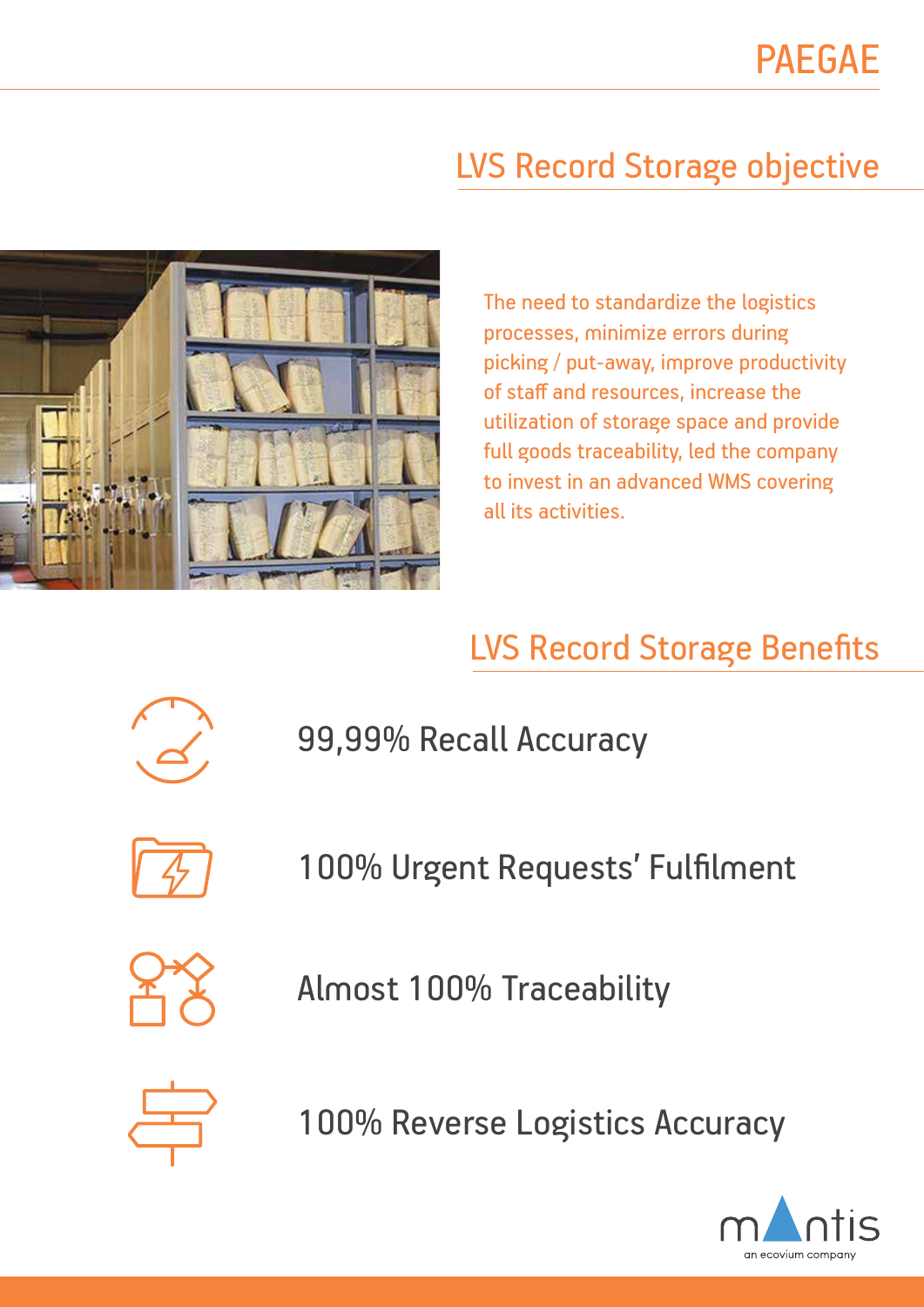# PAEGAE

## LVS Record Storage objective

The need to standardize the logistics processes, minimize errors during picking / put-away, improve productivity of staff and resources, increase the utilization of storage space and provide full goods traceability, led the company to invest in an advanced WMS covering all its activities.

## LVS Record Storage Benefits

99,99% Recall Accuracy

100% Urgent Requests' Fulfilment

Almost 100% Traceability

100% Reverse Logistics Accuracy

mantis
an ecovium company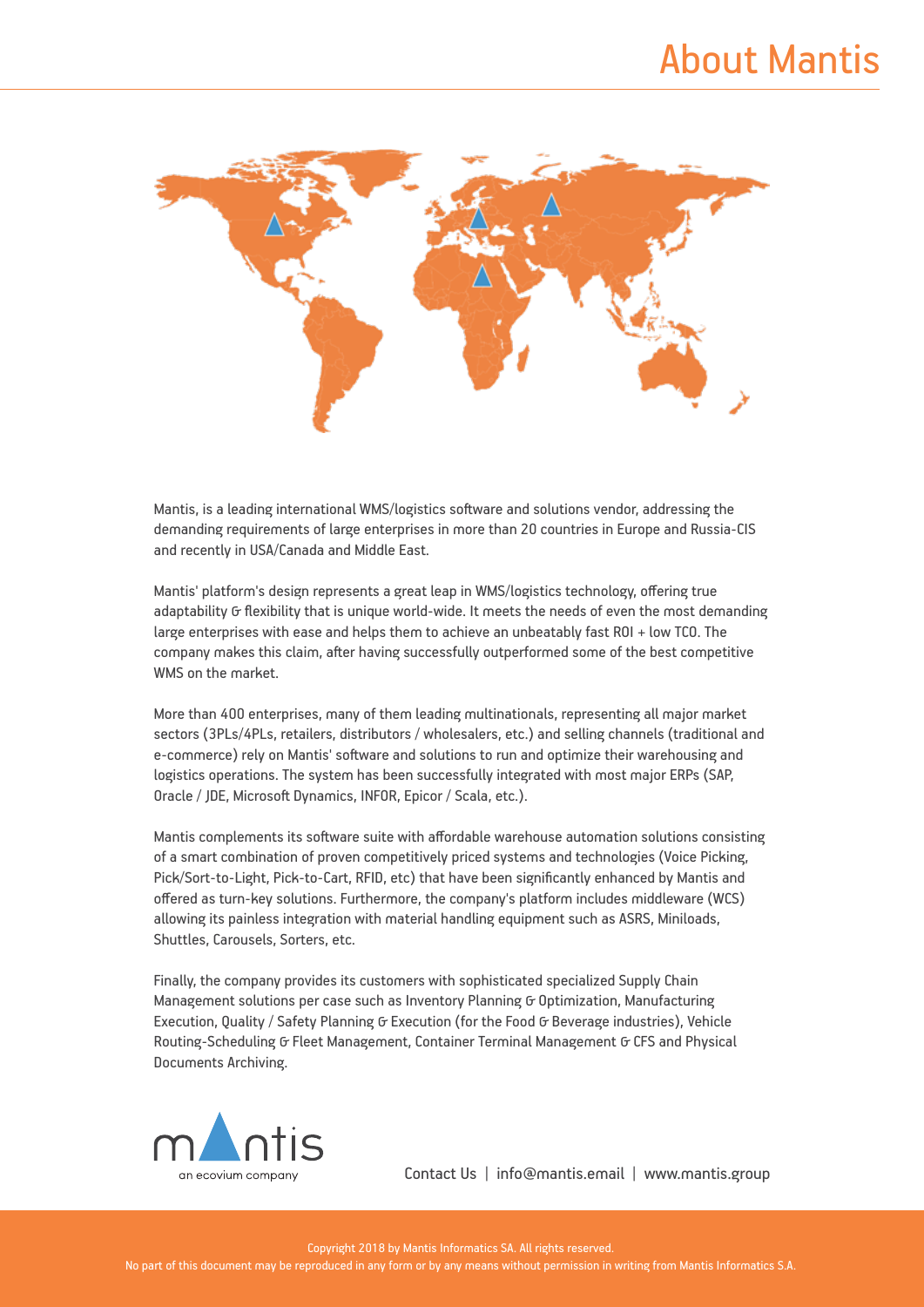# About Mantis

Mantis, is a leading international WMS/logistics software and solutions vendor, addressing the demanding requirements of large enterprises in more than 20 countries in Europe and Russia-CIS and recently in USA/Canada and Middle East.

Mantis' platform's design represents a great leap in WMS/logistics technology, offering true adaptability & flexibility that is unique world-wide. It meets the needs of even the most demanding large enterprises with ease and helps them to achieve an unbeatably fast ROI + low TCO. The company makes this claim, after having successfully outperformed some of the best competitive WMS on the market.

More than 400 enterprises, many of them leading multinationals, representing all major market sectors (3PLs/4PLs, retailers, distributors / wholesalers, etc.) and selling channels (traditional and e-commerce) rely on Mantis' software and solutions to run and optimize their warehousing and logistics operations. The system has been successfully integrated with most major ERPs (SAP, Oracle / JDE, Microsoft Dynamics, INFOR, Epicor / Scala, etc.).

Mantis complements its software suite with affordable warehouse automation solutions consisting of a smart combination of proven competitively priced systems and technologies (Voice Picking, Pick/Sort-to-Light, Pick-to-Cart, RFID, etc) that have been significantly enhanced by Mantis and offered as turn-key solutions. Furthermore, the company's platform includes middleware (WCS) allowing its painless integration with material handling equipment such as ASRS, Miniloads, Shuttles, Carousels, Sorters, etc.

Finally, the company provides its customers with sophisticated specialized Supply Chain Management solutions per case such as Inventory Planning & Optimization, Manufacturing Execution, Quality / Safety Planning & Execution (for the Food & Beverage industries), Vehicle Routing-Scheduling & Fleet Management, Container Terminal Management & CFS and Physical Documents Archiving.

mantis
an ecovium company

Contact Us | info@mantis.email | www.mantis.group

Copyright 2018 by Mantis Informatics SA. All rights reserved.
No part of this document may be reproduced in any form or by any means without permission in writing from Mantis Informatics S.A.